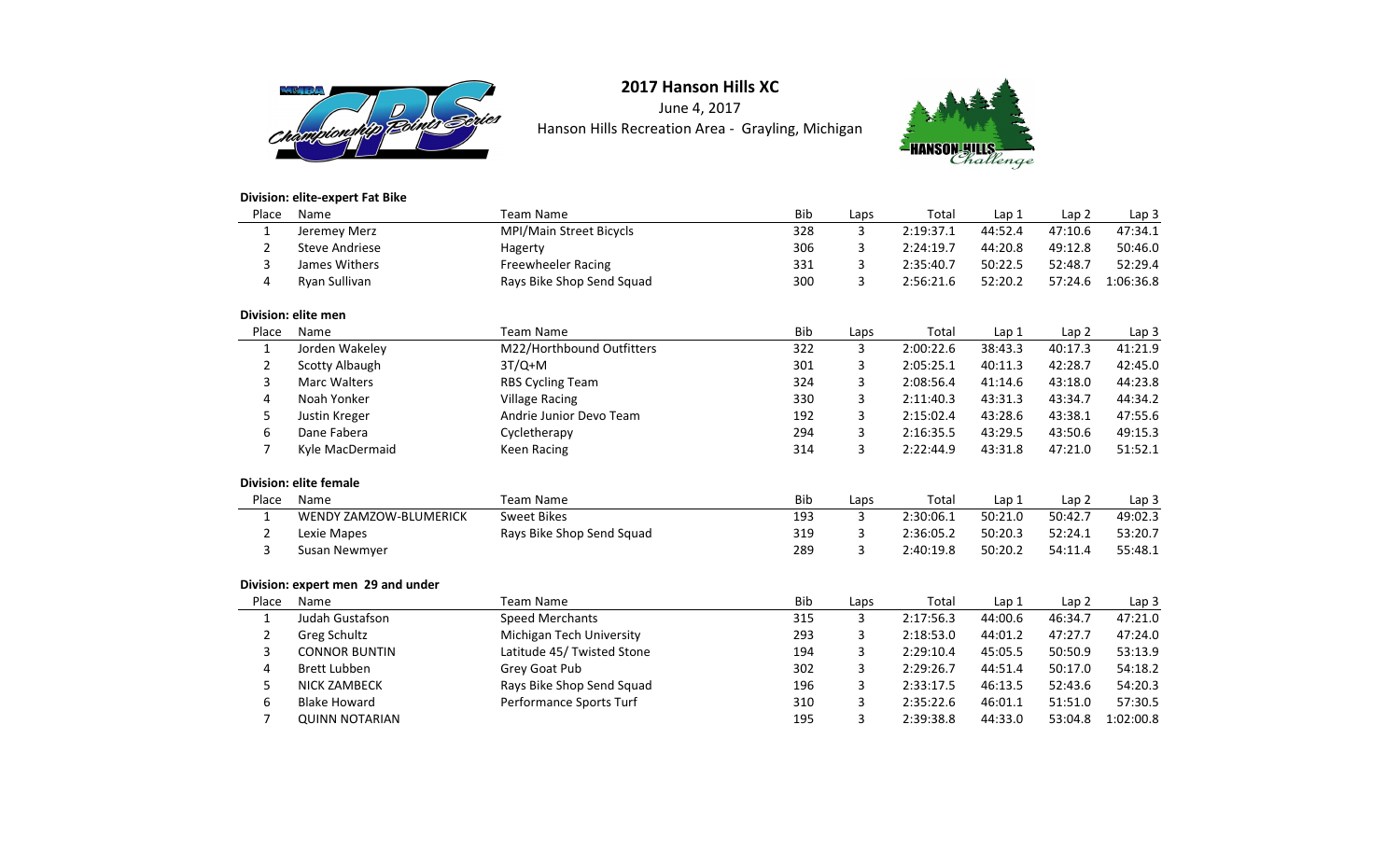# 2017 Hanson Hills XC

June 4, 2017

Hanson Hills Recreation Area - Grayling, Michigan

**Division: elite-expert Fat Bike**

| Place | Name | Team Name | Bib | Laps | Total | Lap 1 | Lap 2 | Lap 3 |
|---|---|---|---|---|---|---|---|---|
| 1 | Jeremey Merz | MPI/Main Street Bicycls | 328 | 3 | 2:19:37.1 | 44:52.4 | 47:10.6 | 47:34.1 |
| 2 | Steve Andriese | Hagerty | 306 | 3 | 2:24:19.7 | 44:20.8 | 49:12.8 | 50:46.0 |
| 3 | James Withers | Freewheeler Racing | 331 | 3 | 2:35:40.7 | 50:22.5 | 52:48.7 | 52:29.4 |
| 4 | Ryan Sullivan | Rays Bike Shop Send Squad | 300 | 3 | 2:56:21.6 | 52:20.2 | 57:24.6 | 1:06:36.8 |

**Division: elite men**

| Place | Name | Team Name | Bib | Laps | Total | Lap 1 | Lap 2 | Lap 3 |
|---|---|---|---|---|---|---|---|---|
| 1 | Jorden Wakeley | M22/Horthbound Outfitters | 322 | 3 | 2:00:22.6 | 38:43.3 | 40:17.3 | 41:21.9 |
| 2 | Scotty Albaugh | 3T/Q+M | 301 | 3 | 2:05:25.1 | 40:11.3 | 42:28.7 | 42:45.0 |
| 3 | Marc Walters | RBS Cycling Team | 324 | 3 | 2:08:56.4 | 41:14.6 | 43:18.0 | 44:23.8 |
| 4 | Noah Yonker | Village Racing | 330 | 3 | 2:11:40.3 | 43:31.3 | 43:34.7 | 44:34.2 |
| 5 | Justin Kreger | Andrie Junior Devo Team | 192 | 3 | 2:15:02.4 | 43:28.6 | 43:38.1 | 47:55.6 |
| 6 | Dane Fabera | Cycletherapy | 294 | 3 | 2:16:35.5 | 43:29.5 | 43:50.6 | 49:15.3 |
| 7 | Kyle MacDermaid | Keen Racing | 314 | 3 | 2:22:44.9 | 43:31.8 | 47:21.0 | 51:52.1 |

**Division: elite female**

| Place | Name | Team Name | Bib | Laps | Total | Lap 1 | Lap 2 | Lap 3 |
|---|---|---|---|---|---|---|---|---|
| 1 | WENDY ZAMZOW-BLUMERICK | Sweet Bikes | 193 | 3 | 2:30:06.1 | 50:21.0 | 50:42.7 | 49:02.3 |
| 2 | Lexie Mapes | Rays Bike Shop Send Squad | 319 | 3 | 2:36:05.2 | 50:20.3 | 52:24.1 | 53:20.7 |
| 3 | Susan Newmyer | | 289 | 3 | 2:40:19.8 | 50:20.2 | 54:11.4 | 55:48.1 |

**Division: expert men 29 and under**

| Place | Name | Team Name | Bib | Laps | Total | Lap 1 | Lap 2 | Lap 3 |
|---|---|---|---|---|---|---|---|---|
| 1 | Judah Gustafson | Speed Merchants | 315 | 3 | 2:17:56.3 | 44:00.6 | 46:34.7 | 47:21.0 |
| 2 | Greg Schultz | Michigan Tech University | 293 | 3 | 2:18:53.0 | 44:01.2 | 47:27.7 | 47:24.0 |
| 3 | CONNOR BUNTIN | Latitude 45/ Twisted Stone | 194 | 3 | 2:29:10.4 | 45:05.5 | 50:50.9 | 53:13.9 |
| 4 | Brett Lubben | Grey Goat Pub | 302 | 3 | 2:29:26.7 | 44:51.4 | 50:17.0 | 54:18.2 |
| 5 | NICK ZAMBECK | Rays Bike Shop Send Squad | 196 | 3 | 2:33:17.5 | 46:13.5 | 52:43.6 | 54:20.3 |
| 6 | Blake Howard | Performance Sports Turf | 310 | 3 | 2:35:22.6 | 46:01.1 | 51:51.0 | 57:30.5 |
| 7 | QUINN NOTARIAN | | 195 | 3 | 2:39:38.8 | 44:33.0 | 53:04.8 | 1:02:00.8 |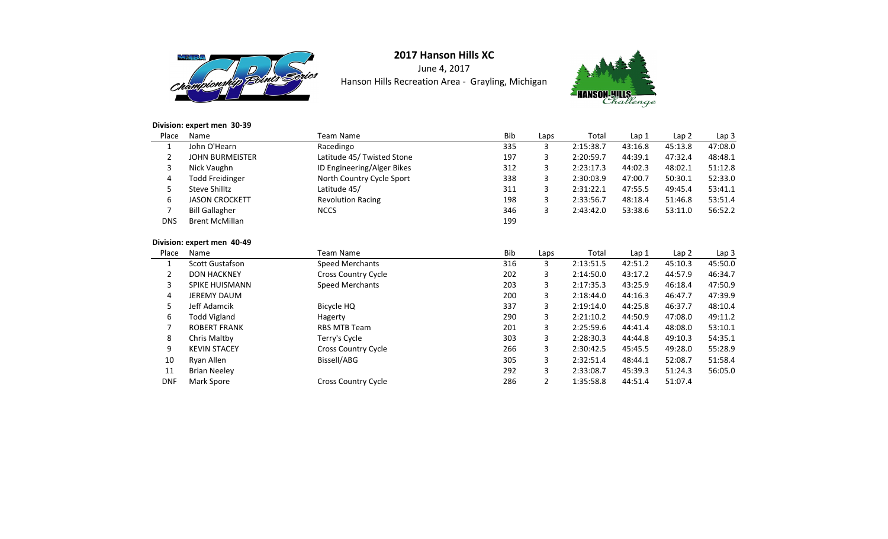# 2017 Hanson Hills XC

June 4, 2017

Hanson Hills Recreation Area - Grayling, Michigan

**Division: expert men 30-39**

| Place | Name | Team Name | Bib | Laps | Total | Lap 1 | Lap 2 | Lap 3 |
|---|---|---|---|---|---|---|---|---|
| 1 | John O'Hearn | Racedingo | 335 | 3 | 2:15:38.7 | 43:16.8 | 45:13.8 | 47:08.0 |
| 2 | JOHN BURMEISTER | Latitude 45/ Twisted Stone | 197 | 3 | 2:20:59.7 | 44:39.1 | 47:32.4 | 48:48.1 |
| 3 | Nick Vaughn | ID Engineering/Alger Bikes | 312 | 3 | 2:23:17.3 | 44:02.3 | 48:02.1 | 51:12.8 |
| 4 | Todd Freidinger | North Country Cycle Sport | 338 | 3 | 2:30:03.9 | 47:00.7 | 50:30.1 | 52:33.0 |
| 5 | Steve Shilltz | Latitude 45/ | 311 | 3 | 2:31:22.1 | 47:55.5 | 49:45.4 | 53:41.1 |
| 6 | JASON CROCKETT | Revolution Racing | 198 | 3 | 2:33:56.7 | 48:18.4 | 51:46.8 | 53:51.4 |
| 7 | Bill Gallagher | NCCS | 346 | 3 | 2:43:42.0 | 53:38.6 | 53:11.0 | 56:52.2 |
| DNS | Brent McMillan | | 199 | | | | | |

**Division: expert men 40-49**

| Place | Name | Team Name | Bib | Laps | Total | Lap 1 | Lap 2 | Lap 3 |
|---|---|---|---|---|---|---|---|---|
| 1 | Scott Gustafson | Speed Merchants | 316 | 3 | 2:13:51.5 | 42:51.2 | 45:10.3 | 45:50.0 |
| 2 | DON HACKNEY | Cross Country Cycle | 202 | 3 | 2:14:50.0 | 43:17.2 | 44:57.9 | 46:34.7 |
| 3 | SPIKE HUISMANN | Speed Merchants | 203 | 3 | 2:17:35.3 | 43:25.9 | 46:18.4 | 47:50.9 |
| 4 | JEREMY DAUM | | 200 | 3 | 2:18:44.0 | 44:16.3 | 46:47.7 | 47:39.9 |
| 5 | Jeff Adamcik | Bicycle HQ | 337 | 3 | 2:19:14.0 | 44:25.8 | 46:37.7 | 48:10.4 |
| 6 | Todd Vigland | Hagerty | 290 | 3 | 2:21:10.2 | 44:50.9 | 47:08.0 | 49:11.2 |
| 7 | ROBERT FRANK | RBS MTB Team | 201 | 3 | 2:25:59.6 | 44:41.4 | 48:08.0 | 53:10.1 |
| 8 | Chris Maltby | Terry's Cycle | 303 | 3 | 2:28:30.3 | 44:44.8 | 49:10.3 | 54:35.1 |
| 9 | KEVIN STACEY | Cross Country Cycle | 266 | 3 | 2:30:42.5 | 45:45.5 | 49:28.0 | 55:28.9 |
| 10 | Ryan Allen | Bissell/ABG | 305 | 3 | 2:32:51.4 | 48:44.1 | 52:08.7 | 51:58.4 |
| 11 | Brian Neeley | | 292 | 3 | 2:33:08.7 | 45:39.3 | 51:24.3 | 56:05.0 |
| DNF | Mark Spore | Cross Country Cycle | 286 | 2 | 1:35:58.8 | 44:51.4 | 51:07.4 | |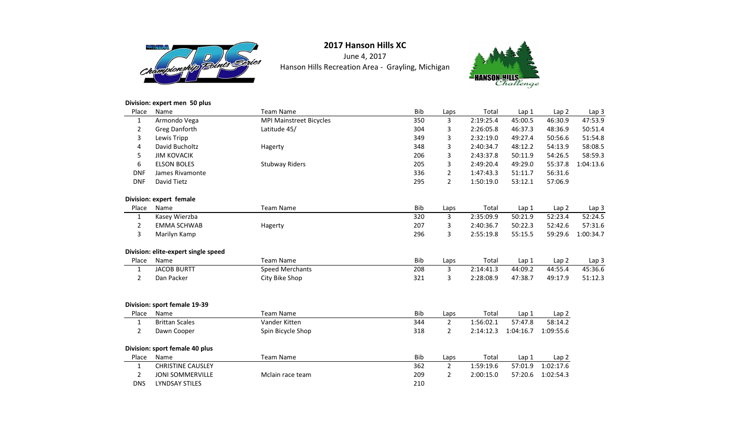# 2017 Hanson Hills XC

June 4, 2017

Hanson Hills Recreation Area - Grayling, Michigan

**Division: expert men 50 plus**

| Place | Name | Team Name | Bib | Laps | Total | Lap 1 | Lap 2 | Lap 3 |
|---|---|---|---|---|---|---|---|---|
| 1 | Armondo Vega | MPI Mainstreet Bicycles | 350 | 3 | 2:19:25.4 | 45:00.5 | 46:30.9 | 47:53.9 |
| 2 | Greg Danforth | Latitude 45/ | 304 | 3 | 2:26:05.8 | 46:37.3 | 48:36.9 | 50:51.4 |
| 3 | Lewis Tripp | | 349 | 3 | 2:32:19.0 | 49:27.4 | 50:56.6 | 51:54.8 |
| 4 | David Bucholtz | Hagerty | 348 | 3 | 2:40:34.7 | 48:12.2 | 54:13.9 | 58:08.5 |
| 5 | JIM KOVACIK | | 206 | 3 | 2:43:37.8 | 50:11.9 | 54:26.5 | 58:59.3 |
| 6 | ELSON BOLES | Stubway Riders | 205 | 3 | 2:49:20.4 | 49:29.0 | 55:37.8 | 1:04:13.6 |
| DNF | James Rivamonte | | 336 | 2 | 1:47:43.3 | 51:11.7 | 56:31.6 | |
| DNF | David Tietz | | 295 | 2 | 1:50:19.0 | 53:12.1 | 57:06.9 | |

**Division: expert female**

| Place | Name | Team Name | Bib | Laps | Total | Lap 1 | Lap 2 | Lap 3 |
|---|---|---|---|---|---|---|---|---|
| 1 | Kasey Wierzba | | 320 | 3 | 2:35:09.9 | 50:21.9 | 52:23.4 | 52:24.5 |
| 2 | EMMA SCHWAB | Hagerty | 207 | 3 | 2:40:36.7 | 50:22.3 | 52:42.6 | 57:31.6 |
| 3 | Marilyn Kamp | | 296 | 3 | 2:55:19.8 | 55:15.5 | 59:29.6 | 1:00:34.7 |

**Division: elite-expert single speed**

| Place | Name | Team Name | Bib | Laps | Total | Lap 1 | Lap 2 | Lap 3 |
|---|---|---|---|---|---|---|---|---|
| 1 | JACOB BURTT | Speed Merchants | 208 | 3 | 2:14:41.3 | 44:09.2 | 44:55.4 | 45:36.6 |
| 2 | Dan Packer | City Bike Shop | 321 | 3 | 2:28:08.9 | 47:38.7 | 49:17.9 | 51:12.3 |

**Division: sport female 19-39**

| Place | Name | Team Name | Bib | Laps | Total | Lap 1 | Lap 2 |
|---|---|---|---|---|---|---|---|
| 1 | Brittan Scales | Vander Kitten | 344 | 2 | 1:56:02.1 | 57:47.8 | 58:14.2 |
| 2 | Dawn Cooper | Spin Bicycle Shop | 318 | 2 | 2:14:12.3 | 1:04:16.7 | 1:09:55.6 |

**Division: sport female 40 plus**

| Place | Name | Team Name | Bib | Laps | Total | Lap 1 | Lap 2 |
|---|---|---|---|---|---|---|---|
| 1 | CHRISTINE CAUSLEY | | 362 | 2 | 1:59:19.6 | 57:01.9 | 1:02:17.6 |
| 2 | JONI SOMMERVILLE | Mclain race team | 209 | 2 | 2:00:15.0 | 57:20.6 | 1:02:54.3 |
| DNS | LYNDSAY STILES | | 210 | | | | |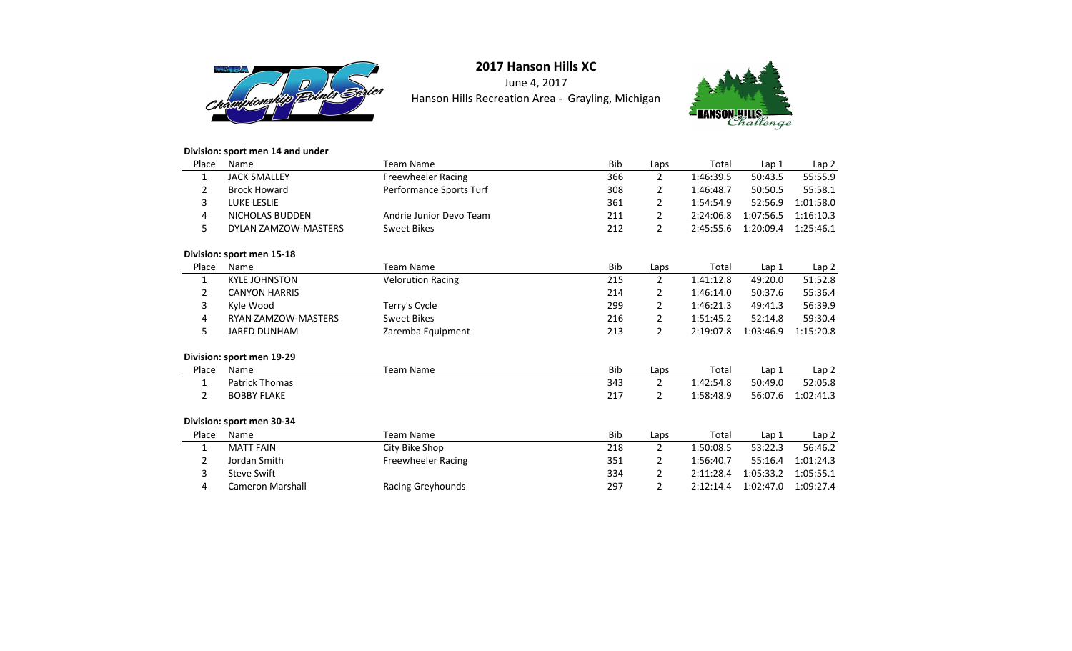# 2017 Hanson Hills XC

June 4, 2017

Hanson Hills Recreation Area - Grayling, Michigan

**Division: sport men 14 and under**

| Place | Name | Team Name | Bib | Laps | Total | Lap 1 | Lap 2 |
|---|---|---|---|---|---|---|---|
| 1 | JACK SMALLEY | Freewheeler Racing | 366 | 2 | 1:46:39.5 | 50:43.5 | 55:55.9 |
| 2 | Brock Howard | Performance Sports Turf | 308 | 2 | 1:46:48.7 | 50:50.5 | 55:58.1 |
| 3 | LUKE LESLIE | | 361 | 2 | 1:54:54.9 | 52:56.9 | 1:01:58.0 |
| 4 | NICHOLAS BUDDEN | Andrie Junior Devo Team | 211 | 2 | 2:24:06.8 | 1:07:56.5 | 1:16:10.3 |
| 5 | DYLAN ZAMZOW-MASTERS | Sweet Bikes | 212 | 2 | 2:45:55.6 | 1:20:09.4 | 1:25:46.1 |

**Division: sport men 15-18**

| Place | Name | Team Name | Bib | Laps | Total | Lap 1 | Lap 2 |
|---|---|---|---|---|---|---|---|
| 1 | KYLE JOHNSTON | Velorution Racing | 215 | 2 | 1:41:12.8 | 49:20.0 | 51:52.8 |
| 2 | CANYON HARRIS | | 214 | 2 | 1:46:14.0 | 50:37.6 | 55:36.4 |
| 3 | Kyle Wood | Terry's Cycle | 299 | 2 | 1:46:21.3 | 49:41.3 | 56:39.9 |
| 4 | RYAN ZAMZOW-MASTERS | Sweet Bikes | 216 | 2 | 1:51:45.2 | 52:14.8 | 59:30.4 |
| 5 | JARED DUNHAM | Zaremba Equipment | 213 | 2 | 2:19:07.8 | 1:03:46.9 | 1:15:20.8 |

**Division: sport men 19-29**

| Place | Name | Team Name | Bib | Laps | Total | Lap 1 | Lap 2 |
|---|---|---|---|---|---|---|---|
| 1 | Patrick Thomas | | 343 | 2 | 1:42:54.8 | 50:49.0 | 52:05.8 |
| 2 | BOBBY FLAKE | | 217 | 2 | 1:58:48.9 | 56:07.6 | 1:02:41.3 |

**Division: sport men 30-34**

| Place | Name | Team Name | Bib | Laps | Total | Lap 1 | Lap 2 |
|---|---|---|---|---|---|---|---|
| 1 | MATT FAIN | City Bike Shop | 218 | 2 | 1:50:08.5 | 53:22.3 | 56:46.2 |
| 2 | Jordan Smith | Freewheeler Racing | 351 | 2 | 1:56:40.7 | 55:16.4 | 1:01:24.3 |
| 3 | Steve Swift | | 334 | 2 | 2:11:28.4 | 1:05:33.2 | 1:05:55.1 |
| 4 | Cameron Marshall | Racing Greyhounds | 297 | 2 | 2:12:14.4 | 1:02:47.0 | 1:09:27.4 |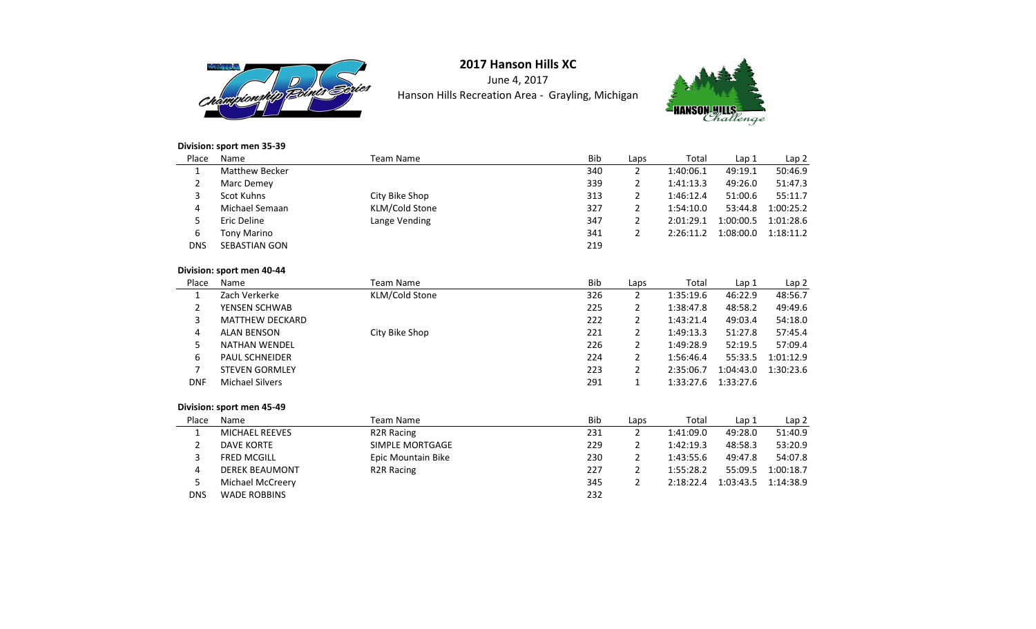# 2017 Hanson Hills XC

June 4, 2017

Hanson Hills Recreation Area - Grayling, Michigan

**Division: sport men 35-39**

| Place | Name | Team Name | Bib | Laps | Total | Lap 1 | Lap 2 |
|---|---|---|---|---|---|---|---|
| 1 | Matthew Becker | | 340 | 2 | 1:40:06.1 | 49:19.1 | 50:46.9 |
| 2 | Marc Demey | | 339 | 2 | 1:41:13.3 | 49:26.0 | 51:47.3 |
| 3 | Scot Kuhns | City Bike Shop | 313 | 2 | 1:46:12.4 | 51:00.6 | 55:11.7 |
| 4 | Michael Semaan | KLM/Cold Stone | 327 | 2 | 1:54:10.0 | 53:44.8 | 1:00:25.2 |
| 5 | Eric Deline | Lange Vending | 347 | 2 | 2:01:29.1 | 1:00:00.5 | 1:01:28.6 |
| 6 | Tony Marino | | 341 | 2 | 2:26:11.2 | 1:08:00.0 | 1:18:11.2 |
| DNS | SEBASTIAN GON | | 219 | | | | |

**Division: sport men 40-44**

| Place | Name | Team Name | Bib | Laps | Total | Lap 1 | Lap 2 |
|---|---|---|---|---|---|---|---|
| 1 | Zach Verkerke | KLM/Cold Stone | 326 | 2 | 1:35:19.6 | 46:22.9 | 48:56.7 |
| 2 | YENSEN SCHWAB | | 225 | 2 | 1:38:47.8 | 48:58.2 | 49:49.6 |
| 3 | MATTHEW DECKARD | | 222 | 2 | 1:43:21.4 | 49:03.4 | 54:18.0 |
| 4 | ALAN BENSON | City Bike Shop | 221 | 2 | 1:49:13.3 | 51:27.8 | 57:45.4 |
| 5 | NATHAN WENDEL | | 226 | 2 | 1:49:28.9 | 52:19.5 | 57:09.4 |
| 6 | PAUL SCHNEIDER | | 224 | 2 | 1:56:46.4 | 55:33.5 | 1:01:12.9 |
| 7 | STEVEN GORMLEY | | 223 | 2 | 2:35:06.7 | 1:04:43.0 | 1:30:23.6 |
| DNF | Michael Silvers | | 291 | 1 | 1:33:27.6 | 1:33:27.6 | |

**Division: sport men 45-49**

| Place | Name | Team Name | Bib | Laps | Total | Lap 1 | Lap 2 |
|---|---|---|---|---|---|---|---|
| 1 | MICHAEL REEVES | R2R Racing | 231 | 2 | 1:41:09.0 | 49:28.0 | 51:40.9 |
| 2 | DAVE KORTE | SIMPLE MORTGAGE | 229 | 2 | 1:42:19.3 | 48:58.3 | 53:20.9 |
| 3 | FRED MCGILL | Epic Mountain Bike | 230 | 2 | 1:43:55.6 | 49:47.8 | 54:07.8 |
| 4 | DEREK BEAUMONT | R2R Racing | 227 | 2 | 1:55:28.2 | 55:09.5 | 1:00:18.7 |
| 5 | Michael McCreery | | 345 | 2 | 2:18:22.4 | 1:03:43.5 | 1:14:38.9 |
| DNS | WADE ROBBINS | | 232 | | | | |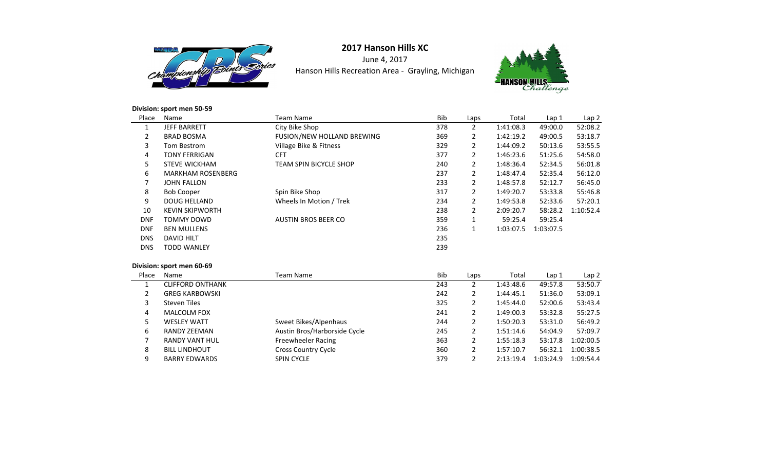# 2017 Hanson Hills XC

June 4, 2017

Hanson Hills Recreation Area - Grayling, Michigan

**Division: sport men 50-59**

| Place | Name | Team Name | Bib | Laps | Total | Lap 1 | Lap 2 |
|---|---|---|---|---|---|---|---|
| 1 | JEFF BARRETT | City Bike Shop | 378 | 2 | 1:41:08.3 | 49:00.0 | 52:08.2 |
| 2 | BRAD BOSMA | FUSION/NEW HOLLAND BREWING | 369 | 2 | 1:42:19.2 | 49:00.5 | 53:18.7 |
| 3 | Tom Bestrom | Village Bike & Fitness | 329 | 2 | 1:44:09.2 | 50:13.6 | 53:55.5 |
| 4 | TONY FERRIGAN | CFT | 377 | 2 | 1:46:23.6 | 51:25.6 | 54:58.0 |
| 5 | STEVE WICKHAM | TEAM SPIN BICYCLE SHOP | 240 | 2 | 1:48:36.4 | 52:34.5 | 56:01.8 |
| 6 | MARKHAM ROSENBERG | | 237 | 2 | 1:48:47.4 | 52:35.4 | 56:12.0 |
| 7 | JOHN FALLON | | 233 | 2 | 1:48:57.8 | 52:12.7 | 56:45.0 |
| 8 | Bob Cooper | Spin Bike Shop | 317 | 2 | 1:49:20.7 | 53:33.8 | 55:46.8 |
| 9 | DOUG HELLAND | Wheels In Motion / Trek | 234 | 2 | 1:49:53.8 | 52:33.6 | 57:20.1 |
| 10 | KEVIN SKIPWORTH | | 238 | 2 | 2:09:20.7 | 58:28.2 | 1:10:52.4 |
| DNF | TOMMY DOWD | AUSTIN BROS BEER CO | 359 | 1 | 59:25.4 | 59:25.4 | |
| DNF | BEN MULLENS | | 236 | 1 | 1:03:07.5 | 1:03:07.5 | |
| DNS | DAVID HILT | | 235 | | | | |
| DNS | TODD WANLEY | | 239 | | | | |

**Division: sport men 60-69**

| Place | Name | Team Name | Bib | Laps | Total | Lap 1 | Lap 2 |
|---|---|---|---|---|---|---|---|
| 1 | CLIFFORD ONTHANK | | 243 | 2 | 1:43:48.6 | 49:57.8 | 53:50.7 |
| 2 | GREG KARBOWSKI | | 242 | 2 | 1:44:45.1 | 51:36.0 | 53:09.1 |
| 3 | Steven Tiles | | 325 | 2 | 1:45:44.0 | 52:00.6 | 53:43.4 |
| 4 | MALCOLM FOX | | 241 | 2 | 1:49:00.3 | 53:32.8 | 55:27.5 |
| 5 | WESLEY WATT | Sweet Bikes/Alpenhaus | 244 | 2 | 1:50:20.3 | 53:31.0 | 56:49.2 |
| 6 | RANDY ZEEMAN | Austin Bros/Harborside Cycle | 245 | 2 | 1:51:14.6 | 54:04.9 | 57:09.7 |
| 7 | RANDY VANT HUL | Freewheeler Racing | 363 | 2 | 1:55:18.3 | 53:17.8 | 1:02:00.5 |
| 8 | BILL LINDHOUT | Cross Country Cycle | 360 | 2 | 1:57:10.7 | 56:32.1 | 1:00:38.5 |
| 9 | BARRY EDWARDS | SPIN CYCLE | 379 | 2 | 2:13:19.4 | 1:03:24.9 | 1:09:54.4 |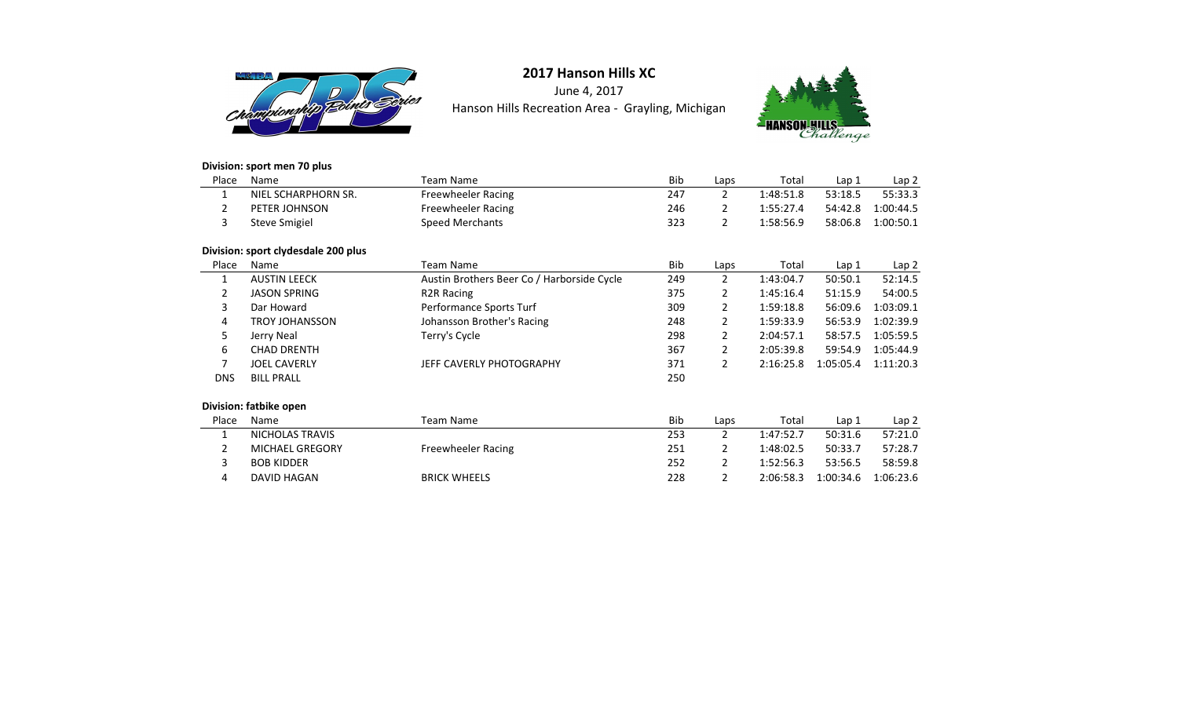# 2017 Hanson Hills XC

June 4, 2017

Hanson Hills Recreation Area - Grayling, Michigan

**Division: sport men 70 plus**

| Place | Name | Team Name | Bib | Laps | Total | Lap 1 | Lap 2 |
|---|---|---|---|---|---|---|---|
| 1 | NIEL SCHARPHORN SR. | Freewheeler Racing | 247 | 2 | 1:48:51.8 | 53:18.5 | 55:33.3 |
| 2 | PETER JOHNSON | Freewheeler Racing | 246 | 2 | 1:55:27.4 | 54:42.8 | 1:00:44.5 |
| 3 | Steve Smigiel | Speed Merchants | 323 | 2 | 1:58:56.9 | 58:06.8 | 1:00:50.1 |

**Division: sport clydesdale 200 plus**

| Place | Name | Team Name | Bib | Laps | Total | Lap 1 | Lap 2 |
|---|---|---|---|---|---|---|---|
| 1 | AUSTIN LEECK | Austin Brothers Beer Co / Harborside Cycle | 249 | 2 | 1:43:04.7 | 50:50.1 | 52:14.5 |
| 2 | JASON SPRING | R2R Racing | 375 | 2 | 1:45:16.4 | 51:15.9 | 54:00.5 |
| 3 | Dar Howard | Performance Sports Turf | 309 | 2 | 1:59:18.8 | 56:09.6 | 1:03:09.1 |
| 4 | TROY JOHANSSON | Johansson Brother's Racing | 248 | 2 | 1:59:33.9 | 56:53.9 | 1:02:39.9 |
| 5 | Jerry Neal | Terry's Cycle | 298 | 2 | 2:04:57.1 | 58:57.5 | 1:05:59.5 |
| 6 | CHAD DRENTH | | 367 | 2 | 2:05:39.8 | 59:54.9 | 1:05:44.9 |
| 7 | JOEL CAVERLY | JEFF CAVERLY PHOTOGRAPHY | 371 | 2 | 2:16:25.8 | 1:05:05.4 | 1:11:20.3 |
| DNS | BILL PRALL | | 250 | | | | |

**Division: fatbike open**

| Place | Name | Team Name | Bib | Laps | Total | Lap 1 | Lap 2 |
|---|---|---|---|---|---|---|---|
| 1 | NICHOLAS TRAVIS | | 253 | 2 | 1:47:52.7 | 50:31.6 | 57:21.0 |
| 2 | MICHAEL GREGORY | Freewheeler Racing | 251 | 2 | 1:48:02.5 | 50:33.7 | 57:28.7 |
| 3 | BOB KIDDER | | 252 | 2 | 1:52:56.3 | 53:56.5 | 58:59.8 |
| 4 | DAVID HAGAN | BRICK WHEELS | 228 | 2 | 2:06:58.3 | 1:00:34.6 | 1:06:23.6 |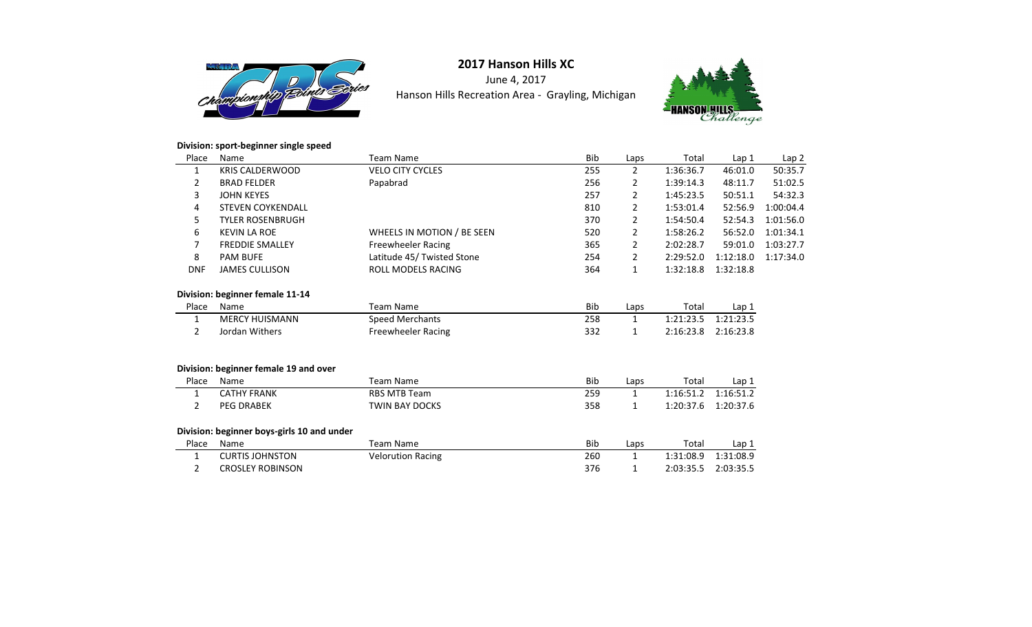# 2017 Hanson Hills XC

June 4, 2017

Hanson Hills Recreation Area - Grayling, Michigan

**Division: sport-beginner single speed**

| Place | Name | Team Name | Bib | Laps | Total | Lap 1 | Lap 2 |
|---|---|---|---|---|---|---|---|
| 1 | KRIS CALDERWOOD | VELO CITY CYCLES | 255 | 2 | 1:36:36.7 | 46:01.0 | 50:35.7 |
| 2 | BRAD FELDER | Papabrad | 256 | 2 | 1:39:14.3 | 48:11.7 | 51:02.5 |
| 3 | JOHN KEYES | | 257 | 2 | 1:45:23.5 | 50:51.1 | 54:32.3 |
| 4 | STEVEN COYKENDALL | | 810 | 2 | 1:53:01.4 | 52:56.9 | 1:00:04.4 |
| 5 | TYLER ROSENBRUGH | | 370 | 2 | 1:54:50.4 | 52:54.3 | 1:01:56.0 |
| 6 | KEVIN LA ROE | WHEELS IN MOTION / BE SEEN | 520 | 2 | 1:58:26.2 | 56:52.0 | 1:01:34.1 |
| 7 | FREDDIE SMALLEY | Freewheeler Racing | 365 | 2 | 2:02:28.7 | 59:01.0 | 1:03:27.7 |
| 8 | PAM BUFE | Latitude 45/ Twisted Stone | 254 | 2 | 2:29:52.0 | 1:12:18.0 | 1:17:34.0 |
| DNF | JAMES CULLISON | ROLL MODELS RACING | 364 | 1 | 1:32:18.8 | 1:32:18.8 | |

**Division: beginner female 11-14**

| Place | Name | Team Name | Bib | Laps | Total | Lap 1 |
|---|---|---|---|---|---|---|
| 1 | MERCY HUISMANN | Speed Merchants | 258 | 1 | 1:21:23.5 | 1:21:23.5 |
| 2 | Jordan Withers | Freewheeler Racing | 332 | 1 | 2:16:23.8 | 2:16:23.8 |

**Division: beginner female 19 and over**

| Place | Name | Team Name | Bib | Laps | Total | Lap 1 |
|---|---|---|---|---|---|---|
| 1 | CATHY FRANK | RBS MTB Team | 259 | 1 | 1:16:51.2 | 1:16:51.2 |
| 2 | PEG DRABEK | TWIN BAY DOCKS | 358 | 1 | 1:20:37.6 | 1:20:37.6 |

**Division: beginner boys-girls 10 and under**

| Place | Name | Team Name | Bib | Laps | Total | Lap 1 |
|---|---|---|---|---|---|---|
| 1 | CURTIS JOHNSTON | Velorution Racing | 260 | 1 | 1:31:08.9 | 1:31:08.9 |
| 2 | CROSLEY ROBINSON | | 376 | 1 | 2:03:35.5 | 2:03:35.5 |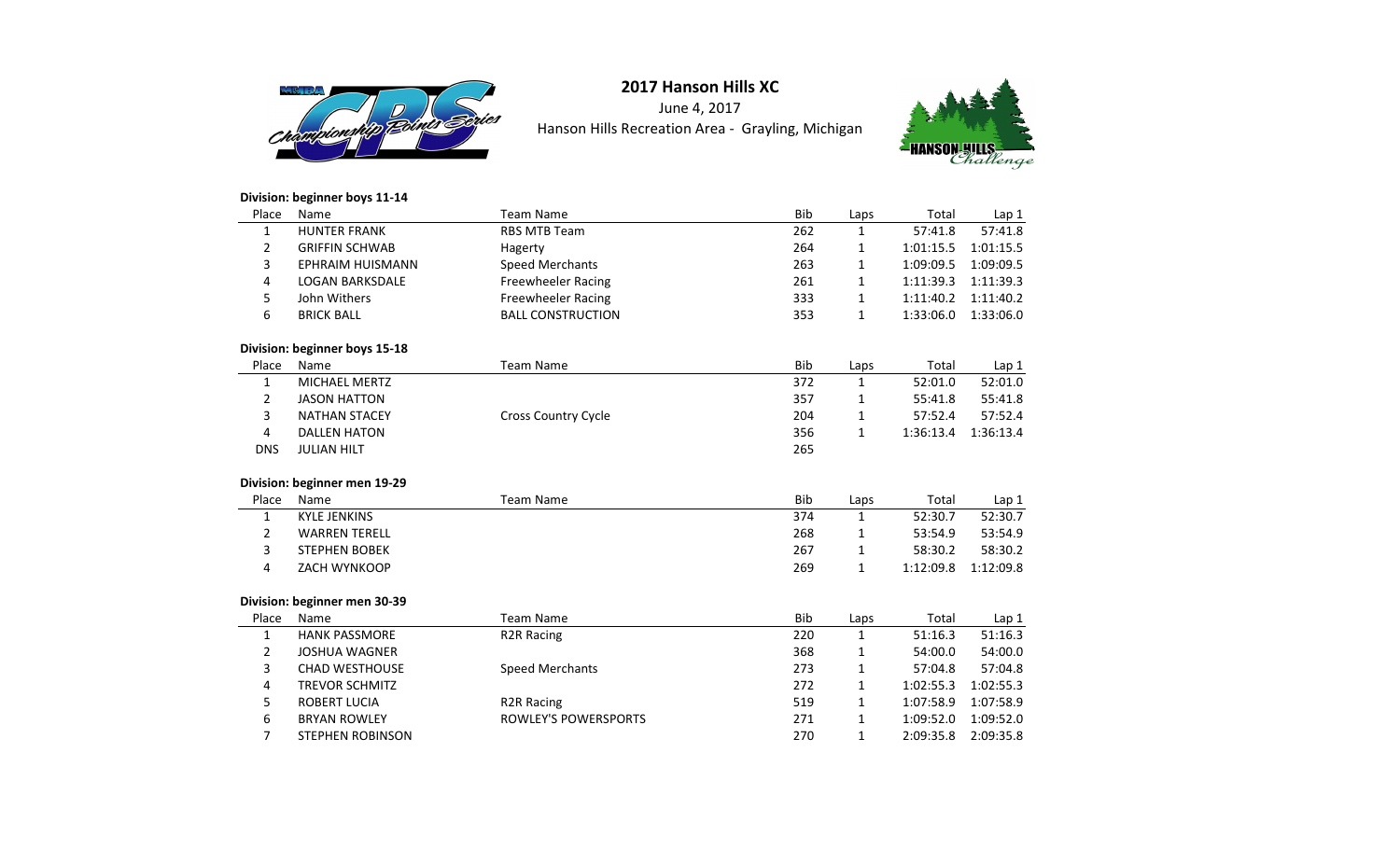# 2017 Hanson Hills XC

June 4, 2017

Hanson Hills Recreation Area - Grayling, Michigan

**Division: beginner boys 11-14**

| Place | Name | Team Name | Bib | Laps | Total | Lap 1 |
|---|---|---|---|---|---|---|
| 1 | HUNTER FRANK | RBS MTB Team | 262 | 1 | 57:41.8 | 57:41.8 |
| 2 | GRIFFIN SCHWAB | Hagerty | 264 | 1 | 1:01:15.5 | 1:01:15.5 |
| 3 | EPHRAIM HUISMANN | Speed Merchants | 263 | 1 | 1:09:09.5 | 1:09:09.5 |
| 4 | LOGAN BARKSDALE | Freewheeler Racing | 261 | 1 | 1:11:39.3 | 1:11:39.3 |
| 5 | John Withers | Freewheeler Racing | 333 | 1 | 1:11:40.2 | 1:11:40.2 |
| 6 | BRICK BALL | BALL CONSTRUCTION | 353 | 1 | 1:33:06.0 | 1:33:06.0 |

**Division: beginner boys 15-18**

| Place | Name | Team Name | Bib | Laps | Total | Lap 1 |
|---|---|---|---|---|---|---|
| 1 | MICHAEL MERTZ | | 372 | 1 | 52:01.0 | 52:01.0 |
| 2 | JASON HATTON | | 357 | 1 | 55:41.8 | 55:41.8 |
| 3 | NATHAN STACEY | Cross Country Cycle | 204 | 1 | 57:52.4 | 57:52.4 |
| 4 | DALLEN HATON | | 356 | 1 | 1:36:13.4 | 1:36:13.4 |
| DNS | JULIAN HILT | | 265 | | | |

**Division: beginner men 19-29**

| Place | Name | Team Name | Bib | Laps | Total | Lap 1 |
|---|---|---|---|---|---|---|
| 1 | KYLE JENKINS | | 374 | 1 | 52:30.7 | 52:30.7 |
| 2 | WARREN TERELL | | 268 | 1 | 53:54.9 | 53:54.9 |
| 3 | STEPHEN BOBEK | | 267 | 1 | 58:30.2 | 58:30.2 |
| 4 | ZACH WYNKOOP | | 269 | 1 | 1:12:09.8 | 1:12:09.8 |

**Division: beginner men 30-39**

| Place | Name | Team Name | Bib | Laps | Total | Lap 1 |
|---|---|---|---|---|---|---|
| 1 | HANK PASSMORE | R2R Racing | 220 | 1 | 51:16.3 | 51:16.3 |
| 2 | JOSHUA WAGNER | | 368 | 1 | 54:00.0 | 54:00.0 |
| 3 | CHAD WESTHOUSE | Speed Merchants | 273 | 1 | 57:04.8 | 57:04.8 |
| 4 | TREVOR SCHMITZ | | 272 | 1 | 1:02:55.3 | 1:02:55.3 |
| 5 | ROBERT LUCIA | R2R Racing | 519 | 1 | 1:07:58.9 | 1:07:58.9 |
| 6 | BRYAN ROWLEY | ROWLEY'S POWERSPORTS | 271 | 1 | 1:09:52.0 | 1:09:52.0 |
| 7 | STEPHEN ROBINSON | | 270 | 1 | 2:09:35.8 | 2:09:35.8 |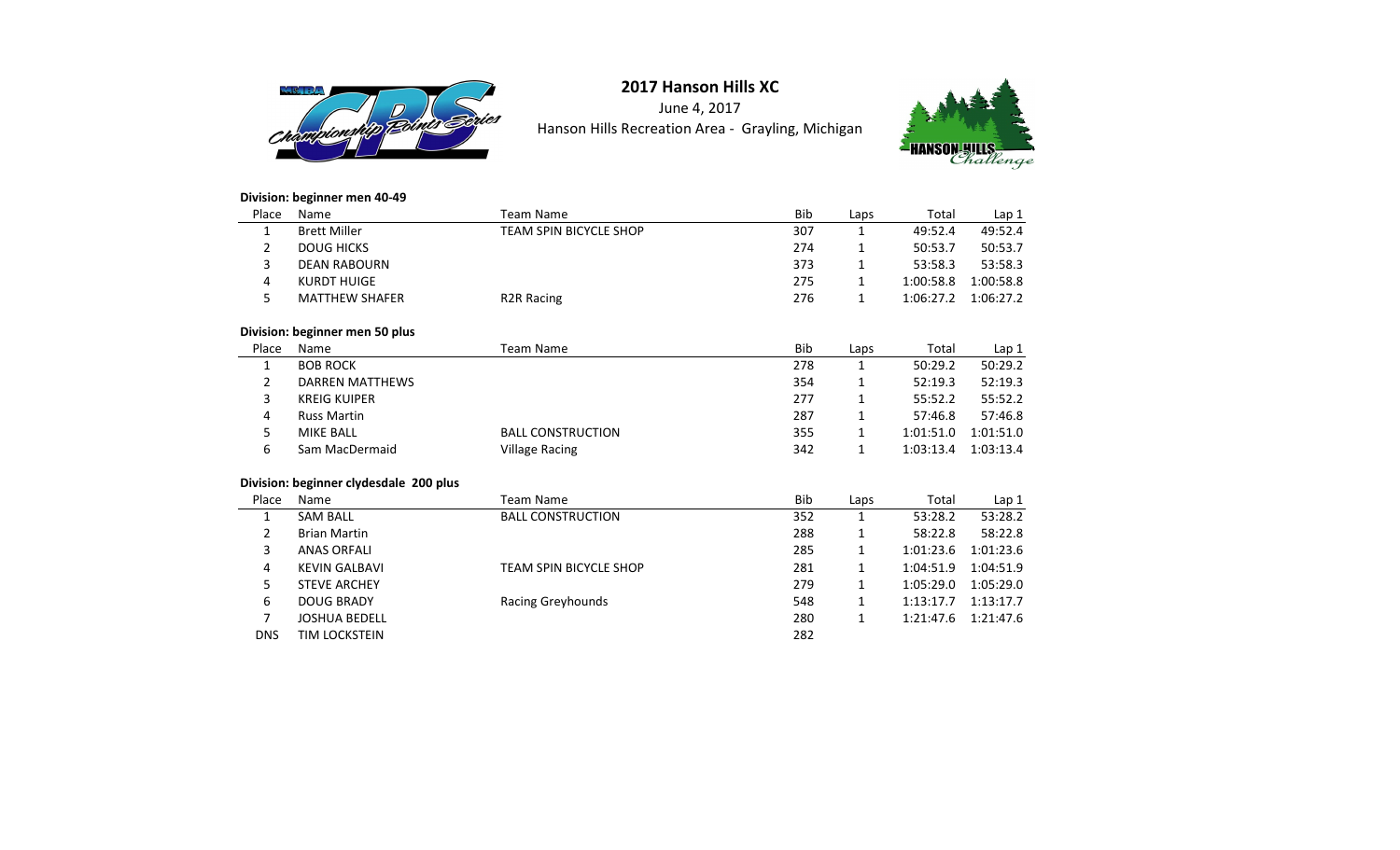# 2017 Hanson Hills XC

June 4, 2017

Hanson Hills Recreation Area - Grayling, Michigan

**Division: beginner men 40-49**

| Place | Name | Team Name | Bib | Laps | Total | Lap 1 |
|---|---|---|---|---|---|---|
| 1 | Brett Miller | TEAM SPIN BICYCLE SHOP | 307 | 1 | 49:52.4 | 49:52.4 |
| 2 | DOUG HICKS | | 274 | 1 | 50:53.7 | 50:53.7 |
| 3 | DEAN RABOURN | | 373 | 1 | 53:58.3 | 53:58.3 |
| 4 | KURDT HUIGE | | 275 | 1 | 1:00:58.8 | 1:00:58.8 |
| 5 | MATTHEW SHAFER | R2R Racing | 276 | 1 | 1:06:27.2 | 1:06:27.2 |

**Division: beginner men 50 plus**

| Place | Name | Team Name | Bib | Laps | Total | Lap 1 |
|---|---|---|---|---|---|---|
| 1 | BOB ROCK | | 278 | 1 | 50:29.2 | 50:29.2 |
| 2 | DARREN MATTHEWS | | 354 | 1 | 52:19.3 | 52:19.3 |
| 3 | KREIG KUIPER | | 277 | 1 | 55:52.2 | 55:52.2 |
| 4 | Russ Martin | | 287 | 1 | 57:46.8 | 57:46.8 |
| 5 | MIKE BALL | BALL CONSTRUCTION | 355 | 1 | 1:01:51.0 | 1:01:51.0 |
| 6 | Sam MacDermaid | Village Racing | 342 | 1 | 1:03:13.4 | 1:03:13.4 |

**Division: beginner clydesdale 200 plus**

| Place | Name | Team Name | Bib | Laps | Total | Lap 1 |
|---|---|---|---|---|---|---|
| 1 | SAM BALL | BALL CONSTRUCTION | 352 | 1 | 53:28.2 | 53:28.2 |
| 2 | Brian Martin | | 288 | 1 | 58:22.8 | 58:22.8 |
| 3 | ANAS ORFALI | | 285 | 1 | 1:01:23.6 | 1:01:23.6 |
| 4 | KEVIN GALBAVI | TEAM SPIN BICYCLE SHOP | 281 | 1 | 1:04:51.9 | 1:04:51.9 |
| 5 | STEVE ARCHEY | | 279 | 1 | 1:05:29.0 | 1:05:29.0 |
| 6 | DOUG BRADY | Racing Greyhounds | 548 | 1 | 1:13:17.7 | 1:13:17.7 |
| 7 | JOSHUA BEDELL | | 280 | 1 | 1:21:47.6 | 1:21:47.6 |
| DNS | TIM LOCKSTEIN | | 282 | | | |